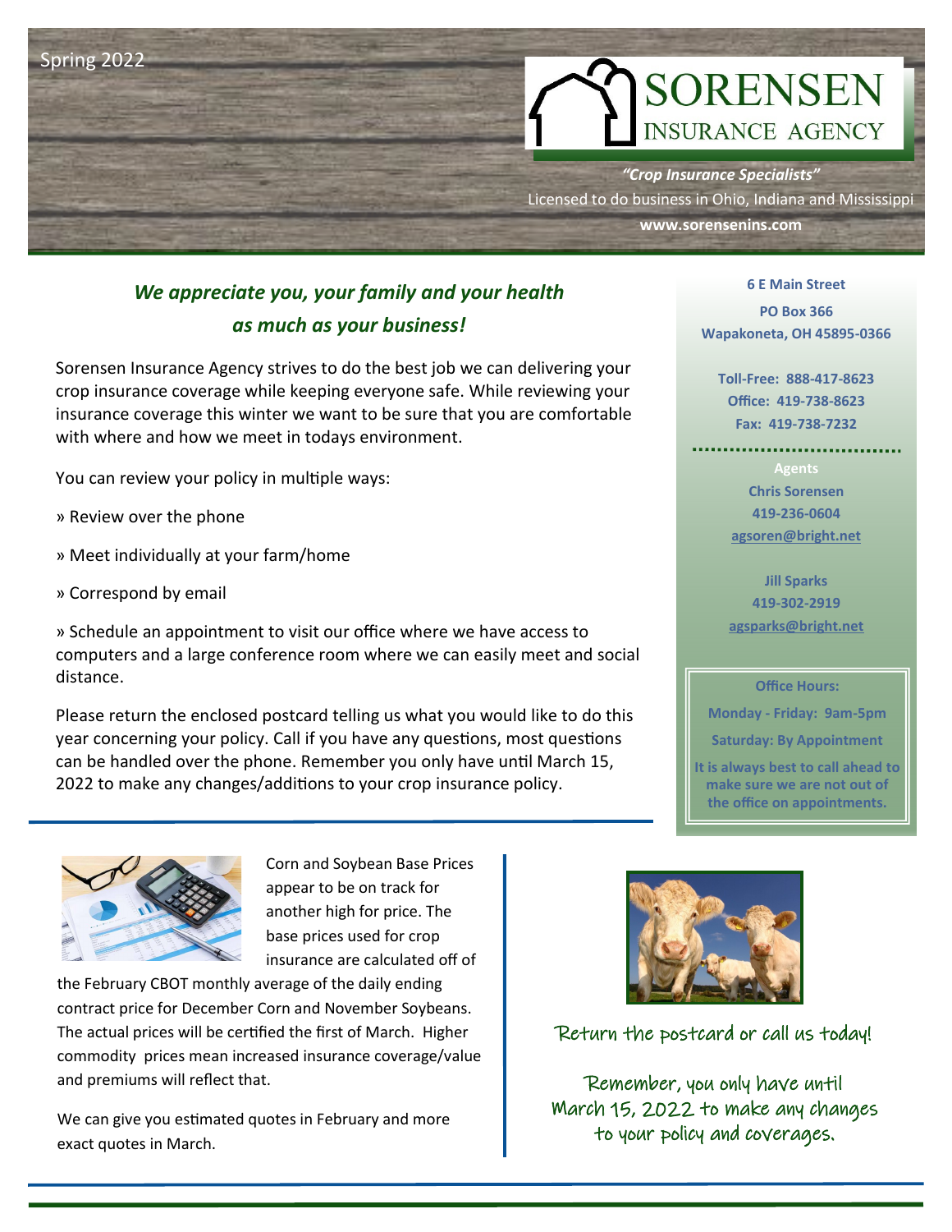Spring 2022

# SORENSEN INSURANCE AGENCY

***"Crop Insurance Specialists"***

Licensed to do business in Ohio, Indiana and Mississippi

**www.sorensenins.com**

## *We appreciate you, your family and your health as much as your business!*

Sorensen Insurance Agency strives to do the best job we can delivering your crop insurance coverage while keeping everyone safe. While reviewing your insurance coverage this winter we want to be sure that you are comfortable with where and how we meet in todays environment.

You can review your policy in multiple ways:

» Review over the phone

» Meet individually at your farm/home

» Correspond by email

» Schedule an appointment to visit our office where we have access to computers and a large conference room where we can easily meet and social distance.

Please return the enclosed postcard telling us what you would like to do this year concerning your policy. Call if you have any questions, most questions can be handled over the phone. Remember you only have until March 15, 2022 to make any changes/additions to your crop insurance policy.

**6 E Main Street**

**PO Box 366**

**Wapakoneta, OH 45895-0366**

**Toll-Free: 888-417-8623**

**Office: 419-738-8623**

**Fax: 419-738-7232**

**Agents**

**Chris Sorensen**

**419-236-0604**

**agsoren@bright.net**

**Jill Sparks**

**419-302-2919**

**agsparks@bright.net**

**Office Hours:**

**Monday - Friday: 9am-5pm**

**Saturday: By Appointment**

**It is always best to call ahead to make sure we are not out of the office on appointments.**

Corn and Soybean Base Prices appear to be on track for another high for price. The base prices used for crop insurance are calculated off of the February CBOT monthly average of the daily ending contract price for December Corn and November Soybeans. The actual prices will be certified the first of March. Higher commodity prices mean increased insurance coverage/value and premiums will reflect that.

We can give you estimated quotes in February and more exact quotes in March.

Return the postcard or call us today!

Remember, you only have until March 15, 2022 to make any changes to your policy and coverages.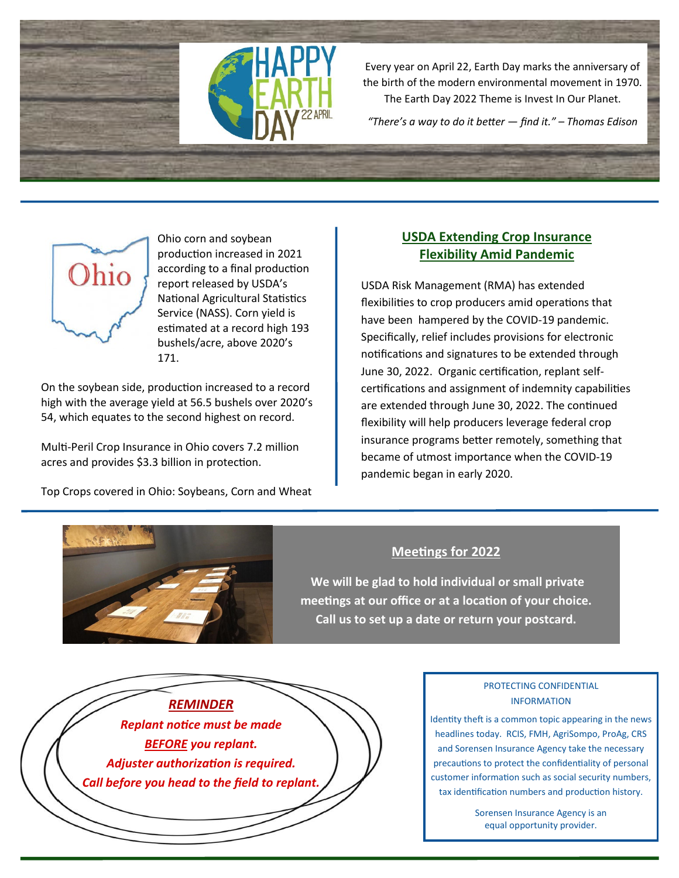HAPPY EARTH DAY 22 APRIL

Every year on April 22, Earth Day marks the anniversary of the birth of the modern environmental movement in 1970. The Earth Day 2022 Theme is Invest In Our Planet.

*"There's a way to do it better — find it." – Thomas Edison*

Ohio corn and soybean production increased in 2021 according to a final production report released by USDA's National Agricultural Statistics Service (NASS). Corn yield is estimated at a record high 193 bushels/acre, above 2020's 171.

On the soybean side, production increased to a record high with the average yield at 56.5 bushels over 2020's 54, which equates to the second highest on record.

Multi-Peril Crop Insurance in Ohio covers 7.2 million acres and provides $3.3 billion in protection.

Top Crops covered in Ohio: Soybeans, Corn and Wheat

## USDA Extending Crop Insurance Flexibility Amid Pandemic

USDA Risk Management (RMA) has extended flexibilities to crop producers amid operations that have been hampered by the COVID-19 pandemic. Specifically, relief includes provisions for electronic notifications and signatures to be extended through June 30, 2022. Organic certification, replant self-certifications and assignment of indemnity capabilities are extended through June 30, 2022. The continued flexibility will help producers leverage federal crop insurance programs better remotely, something that became of utmost importance when the COVID-19 pandemic began in early 2020.

## Meetings for 2022

**We will be glad to hold individual or small private meetings at our office or at a location of your choice. Call us to set up a date or return your postcard.**

***REMINDER***

***Replant notice must be made BEFORE you replant.***

***Adjuster authorization is required.***

***Call before you head to the field to replant.***

PROTECTING CONFIDENTIAL INFORMATION

Identity theft is a common topic appearing in the news headlines today. RCIS, FMH, AgriSompo, ProAg, CRS and Sorensen Insurance Agency take the necessary precautions to protect the confidentiality of personal customer information such as social security numbers, tax identification numbers and production history.

Sorensen Insurance Agency is an equal opportunity provider.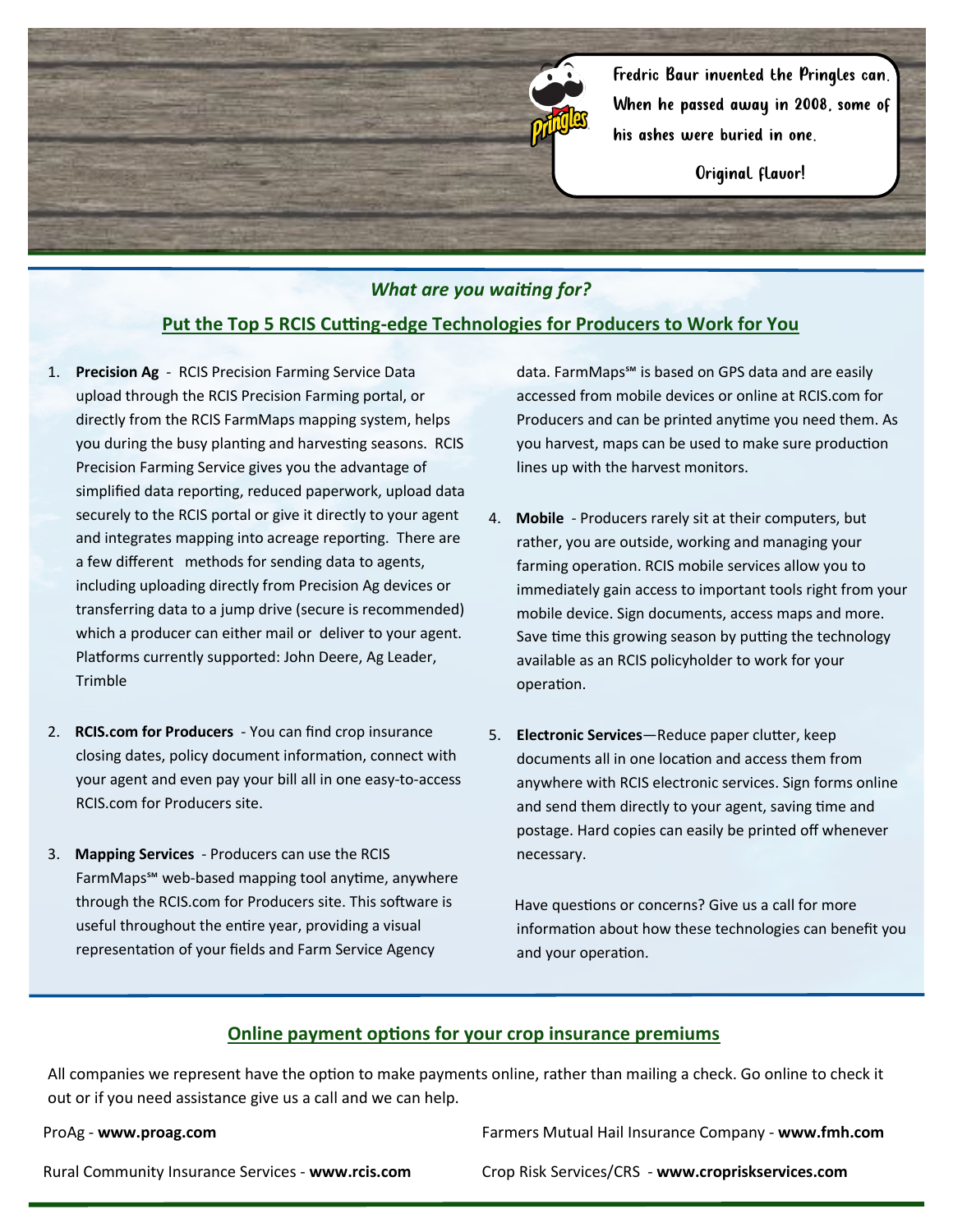Fredric Baur invented the Pringles can. When he passed away in 2008, some of his ashes were buried in one.

Original flavor!

***What are you waiting for?***

## Put the Top 5 RCIS Cutting-edge Technologies for Producers to Work for You

1. **Precision Ag** - RCIS Precision Farming Service Data upload through the RCIS Precision Farming portal, or directly from the RCIS FarmMaps mapping system, helps you during the busy planting and harvesting seasons. RCIS Precision Farming Service gives you the advantage of simplified data reporting, reduced paperwork, upload data securely to the RCIS portal or give it directly to your agent and integrates mapping into acreage reporting. There are a few different methods for sending data to agents, including uploading directly from Precision Ag devices or transferring data to a jump drive (secure is recommended) which a producer can either mail or deliver to your agent. Platforms currently supported: John Deere, Ag Leader, Trimble

2. **RCIS.com for Producers** - You can find crop insurance closing dates, policy document information, connect with your agent and even pay your bill all in one easy-to-access RCIS.com for Producers site.

3. **Mapping Services** - Producers can use the RCIS FarmMaps℠ web-based mapping tool anytime, anywhere through the RCIS.com for Producers site. This software is useful throughout the entire year, providing a visual representation of your fields and Farm Service Agency data. FarmMaps℠ is based on GPS data and are easily accessed from mobile devices or online at RCIS.com for Producers and can be printed anytime you need them. As you harvest, maps can be used to make sure production lines up with the harvest monitors.

4. **Mobile** - Producers rarely sit at their computers, but rather, you are outside, working and managing your farming operation. RCIS mobile services allow you to immediately gain access to important tools right from your mobile device. Sign documents, access maps and more. Save time this growing season by putting the technology available as an RCIS policyholder to work for your operation.

5. **Electronic Services**—Reduce paper clutter, keep documents all in one location and access them from anywhere with RCIS electronic services. Sign forms online and send them directly to your agent, saving time and postage. Hard copies can easily be printed off whenever necessary.

Have questions or concerns? Give us a call for more information about how these technologies can benefit you and your operation.

## Online payment options for your crop insurance premiums

All companies we represent have the option to make payments online, rather than mailing a check. Go online to check it out or if you need assistance give us a call and we can help.

ProAg - **www.proag.com**

Farmers Mutual Hail Insurance Company - **www.fmh.com**

Rural Community Insurance Services - **www.rcis.com**

Crop Risk Services/CRS - **www.cropriskservices.com**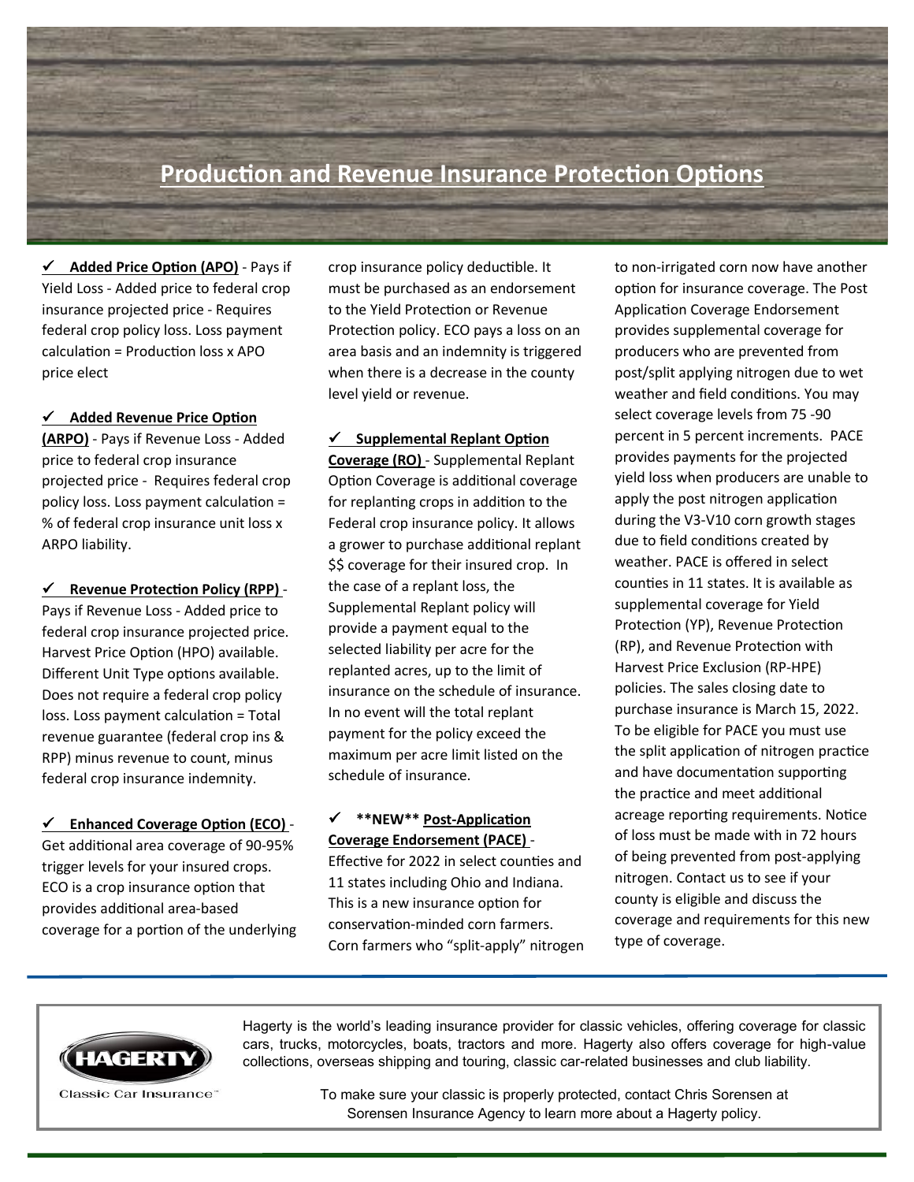# Production and Revenue Insurance Protection Options

✓ **Added Price Option (APO)** - Pays if Yield Loss - Added price to federal crop insurance projected price - Requires federal crop policy loss. Loss payment calculation = Production loss x APO price elect

✓ **Added Revenue Price Option (ARPO)** - Pays if Revenue Loss - Added price to federal crop insurance projected price - Requires federal crop policy loss. Loss payment calculation = % of federal crop insurance unit loss x ARPO liability.

✓ **Revenue Protection Policy (RPP)** - Pays if Revenue Loss - Added price to federal crop insurance projected price. Harvest Price Option (HPO) available. Different Unit Type options available. Does not require a federal crop policy loss. Loss payment calculation = Total revenue guarantee (federal crop ins & RPP) minus revenue to count, minus federal crop insurance indemnity.

✓ **Enhanced Coverage Option (ECO)** - Get additional area coverage of 90-95% trigger levels for your insured crops. ECO is a crop insurance option that provides additional area-based coverage for a portion of the underlying crop insurance policy deductible. It must be purchased as an endorsement to the Yield Protection or Revenue Protection policy. ECO pays a loss on an area basis and an indemnity is triggered when there is a decrease in the county level yield or revenue.

✓ **Supplemental Replant Option Coverage (RO)** - Supplemental Replant Option Coverage is additional coverage for replanting crops in addition to the Federal crop insurance policy. It allows a grower to purchase additional replant $$ coverage for their insured crop. In the case of a replant loss, the Supplemental Replant policy will provide a payment equal to the selected liability per acre for the replanted acres, up to the limit of insurance on the schedule of insurance. In no event will the total replant payment for the policy exceed the maximum per acre limit listed on the schedule of insurance.

✓ **\*\*NEW\*\* Post-Application Coverage Endorsement (PACE)** - Effective for 2022 in select counties and 11 states including Ohio and Indiana. This is a new insurance option for conservation-minded corn farmers. Corn farmers who "split-apply" nitrogen to non-irrigated corn now have another option for insurance coverage. The Post Application Coverage Endorsement provides supplemental coverage for producers who are prevented from post/split applying nitrogen due to wet weather and field conditions. You may select coverage levels from 75 -90 percent in 5 percent increments. PACE provides payments for the projected yield loss when producers are unable to apply the post nitrogen application during the V3-V10 corn growth stages due to field conditions created by weather. PACE is offered in select counties in 11 states. It is available as supplemental coverage for Yield Protection (YP), Revenue Protection (RP), and Revenue Protection with Harvest Price Exclusion (RP-HPE) policies. The sales closing date to purchase insurance is March 15, 2022. To be eligible for PACE you must use the split application of nitrogen practice and have documentation supporting the practice and meet additional acreage reporting requirements. Notice of loss must be made with in 72 hours of being prevented from post-applying nitrogen. Contact us to see if your county is eligible and discuss the coverage and requirements for this new type of coverage.

---

HAGERTY

Classic Car Insurance™

Hagerty is the world's leading insurance provider for classic vehicles, offering coverage for classic cars, trucks, motorcycles, boats, tractors and more. Hagerty also offers coverage for high-value collections, overseas shipping and touring, classic car-related businesses and club liability.

To make sure your classic is properly protected, contact Chris Sorensen at Sorensen Insurance Agency to learn more about a Hagerty policy.